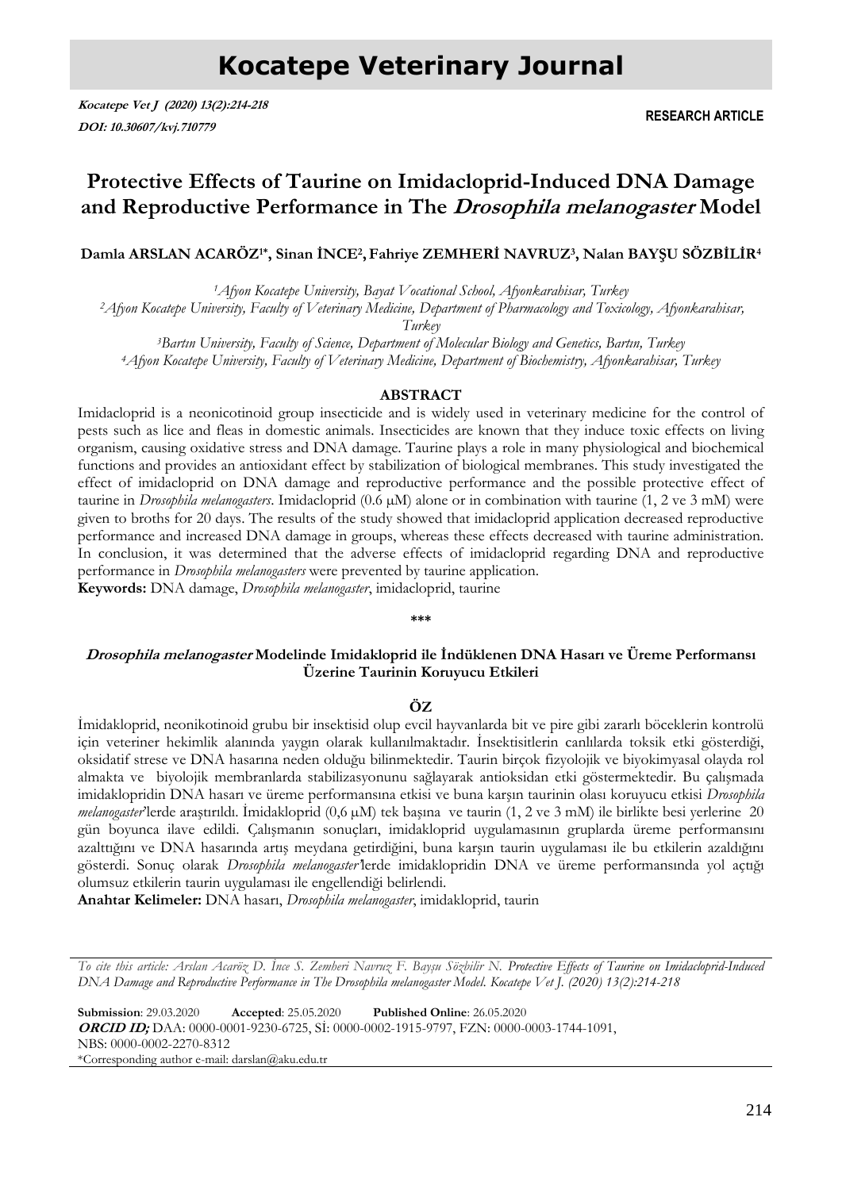# Kocatepe Veterinary Journal

**RESEARCH ARTICLE**

# Protective Effects of Taurine on Imidacloprid-Induced DNA Damage and Reproductive Performance in The *Drosophila melanogaster* Model

**Damla ARSLAN ACARÖZ[1*], Sinan İNCE[2], Fahriye ZEMHERİ NAVRUZ[3], Nalan BAYŞU SÖZBİLİR[4]**

*[1]Afyon Kocatepe University, Bayat Vocational School, Afyonkarahisar, Turkey*
*[2]Afyon Kocatepe University, Faculty of Veterinary Medicine, Department of Pharmacology and Toxicology, Afyonkarahisar, Turkey*
*[3]Bartın University, Faculty of Science, Department of Molecular Biology and Genetics, Bartın, Turkey*
*[4]Afyon Kocatepe University, Faculty of Veterinary Medicine, Department of Biochemistry, Afyonkarahisar, Turkey*

## ABSTRACT

Imidacloprid is a neonicotinoid group insecticide and is widely used in veterinary medicine for the control of pests such as lice and fleas in domestic animals. Insecticides are known that they induce toxic effects on living organism, causing oxidative stress and DNA damage. Taurine plays a role in many physiological and biochemical functions and provides an antioxidant effect by stabilization of biological membranes. This study investigated the effect of imidacloprid on DNA damage and reproductive performance and the possible protective effect of taurine in *Drosophila melanogasters*. Imidacloprid (0.6 μM) alone or in combination with taurine (1, 2 ve 3 mM) were given to broths for 20 days. The results of the study showed that imidacloprid application decreased reproductive performance and increased DNA damage in groups, whereas these effects decreased with taurine administration. In conclusion, it was determined that the adverse effects of imidacloprid regarding DNA and reproductive performance in *Drosophila melanogasters* were prevented by taurine application.

**Keywords:** DNA damage, *Drosophila melanogaster*, imidacloprid, taurine

\*\*\*

### *Drosophila melanogaster* Modelinde Imidakloprid ile İndüklenen DNA Hasarı ve Üreme Performansı Üzerine Taurinin Koruyucu Etkileri

## ÖZ

İmidakloprid, neonikotinoid grubu bir insektisid olup evcil hayvanlarda bit ve pire gibi zararlı böceklerin kontrolü için veteriner hekimlik alanında yaygın olarak kullanılmaktadır. İnsektisitlerin canlılarda toksik etki gösterdiği, oksidatif strese ve DNA hasarına neden olduğu bilinmektedir. Taurin birçok fizyolojik ve biyokimyasal olayda rol almakta ve biyolojik membranlarda stabilizasyonunu sağlayarak antioksidan etki göstermektedir. Bu çalışmada imidaklopridin DNA hasarı ve üreme performansına etkisi ve buna karşın taurinin olası koruyucu etkisi *Drosophila melanogaster*'lerde araştırıldı. İmidakloprid (0,6 μM) tek başına ve taurin (1, 2 ve 3 mM) ile birlikte besi yerlerine 20 gün boyunca ilave edildi. Çalışmanın sonuçları, imidakloprid uygulamasının gruplarda üreme performansını azalttığını ve DNA hasarında artış meydana getirdiğini, buna karşın taurin uygulaması ile bu etkilerin azaldığını gösterdi. Sonuç olarak *Drosophila melanogaster*'lerde imidaklopridin DNA ve üreme performansında yol açtığı olumsuz etkilerin taurin uygulaması ile engellendiği belirlendi.

**Anahtar Kelimeler:** DNA hasarı, *Drosophila melanogaster*, imidakloprid, taurin

*To cite this article: Arslan Acaröz D. İnce S. Zemheri Navruz F. Bayşu Sözbilir N. Protective Effects of Taurine on Imidacloprid-Induced DNA Damage and Reproductive Performance in The Drosophila melanogaster Model. Kocatepe Vet J. (2020) 13(2):214-218*

**Submission**: 29.03.2020 **Accepted**: 25.05.2020 **Published Online**: 26.05.2020
***ORCID ID;*** DAA: 0000-0001-9230-6725, Sİ: 0000-0002-1915-9797, FZN: 0000-0003-1744-1091, NBS: 0000-0002-2270-8312
\*Corresponding author e-mail: darslan@aku.edu.tr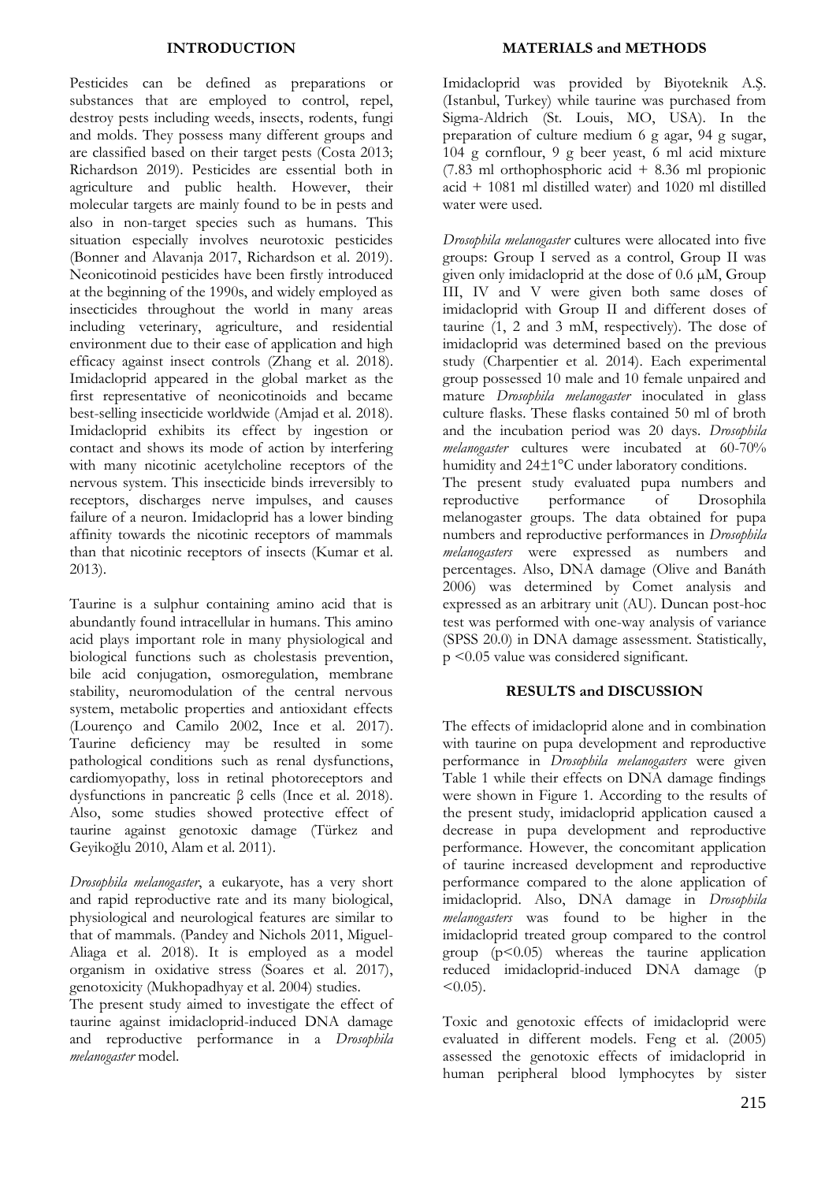## INTRODUCTION

Pesticides can be defined as preparations or substances that are employed to control, repel, destroy pests including weeds, insects, rodents, fungi and molds. They possess many different groups and are classified based on their target pests (Costa 2013; Richardson 2019). Pesticides are essential both in agriculture and public health. However, their molecular targets are mainly found to be in pests and also in non-target species such as humans. This situation especially involves neurotoxic pesticides (Bonner and Alavanja 2017, Richardson et al. 2019). Neonicotinoid pesticides have been firstly introduced at the beginning of the 1990s, and widely employed as insecticides throughout the world in many areas including veterinary, agriculture, and residential environment due to their ease of application and high efficacy against insect controls (Zhang et al. 2018). Imidacloprid appeared in the global market as the first representative of neonicotinoids and became best-selling insecticide worldwide (Amjad et al. 2018). Imidacloprid exhibits its effect by ingestion or contact and shows its mode of action by interfering with many nicotinic acetylcholine receptors of the nervous system. This insecticide binds irreversibly to receptors, discharges nerve impulses, and causes failure of a neuron. Imidacloprid has a lower binding affinity towards the nicotinic receptors of mammals than that nicotinic receptors of insects (Kumar et al. 2013).

Taurine is a sulphur containing amino acid that is abundantly found intracellular in humans. This amino acid plays important role in many physiological and biological functions such as cholestasis prevention, bile acid conjugation, osmoregulation, membrane stability, neuromodulation of the central nervous system, metabolic properties and antioxidant effects (Lourenço and Camilo 2002, Ince et al. 2017). Taurine deficiency may be resulted in some pathological conditions such as renal dysfunctions, cardiomyopathy, loss in retinal photoreceptors and dysfunctions in pancreatic β cells (Ince et al. 2018). Also, some studies showed protective effect of taurine against genotoxic damage (Türkez and Geyikoğlu 2010, Alam et al. 2011).

*Drosophila melanogaster*, a eukaryote, has a very short and rapid reproductive rate and its many biological, physiological and neurological features are similar to that of mammals. (Pandey and Nichols 2011, Miguel-Aliaga et al. 2018). It is employed as a model organism in oxidative stress (Soares et al. 2017), genotoxicity (Mukhopadhyay et al. 2004) studies.

The present study aimed to investigate the effect of taurine against imidacloprid-induced DNA damage and reproductive performance in a *Drosophila melanogaster* model.

## MATERIALS and METHODS

Imidacloprid was provided by Biyoteknik A.Ş. (Istanbul, Turkey) while taurine was purchased from Sigma-Aldrich (St. Louis, MO, USA). In the preparation of culture medium 6 g agar, 94 g sugar, 104 g cornflour, 9 g beer yeast, 6 ml acid mixture (7.83 ml orthophosphoric acid + 8.36 ml propionic acid + 1081 ml distilled water) and 1020 ml distilled water were used.

*Drosophila melanogaster* cultures were allocated into five groups: Group I served as a control, Group II was given only imidacloprid at the dose of 0.6 μM, Group III, IV and V were given both same doses of imidacloprid with Group II and different doses of taurine (1, 2 and 3 mM, respectively). The dose of imidacloprid was determined based on the previous study (Charpentier et al. 2014). Each experimental group possessed 10 male and 10 female unpaired and mature *Drosophila melanogaster* inoculated in glass culture flasks. These flasks contained 50 ml of broth and the incubation period was 20 days. *Drosophila melanogaster* cultures were incubated at 60-70% humidity and 24±1°C under laboratory conditions.

The present study evaluated pupa numbers and reproductive performance of Drosophila melanogaster groups. The data obtained for pupa numbers and reproductive performances in *Drosophila melanogasters* were expressed as numbers and percentages. Also, DNA damage (Olive and Banáth 2006) was determined by Comet analysis and expressed as an arbitrary unit (AU). Duncan post-hoc test was performed with one-way analysis of variance (SPSS 20.0) in DNA damage assessment. Statistically, $p < 0.05$ value was considered significant.

## RESULTS and DISCUSSION

The effects of imidacloprid alone and in combination with taurine on pupa development and reproductive performance in *Drosophila melanogasters* were given Table 1 while their effects on DNA damage findings were shown in Figure 1. According to the results of the present study, imidacloprid application caused a decrease in pupa development and reproductive performance. However, the concomitant application of taurine increased development and reproductive performance compared to the alone application of imidacloprid. Also, DNA damage in *Drosophila melanogasters* was found to be higher in the imidacloprid treated group compared to the control group ($p<0.05$) whereas the taurine application reduced imidacloprid-induced DNA damage ($p <0.05$).

Toxic and genotoxic effects of imidacloprid were evaluated in different models. Feng et al. (2005) assessed the genotoxic effects of imidacloprid in human peripheral blood lymphocytes by sister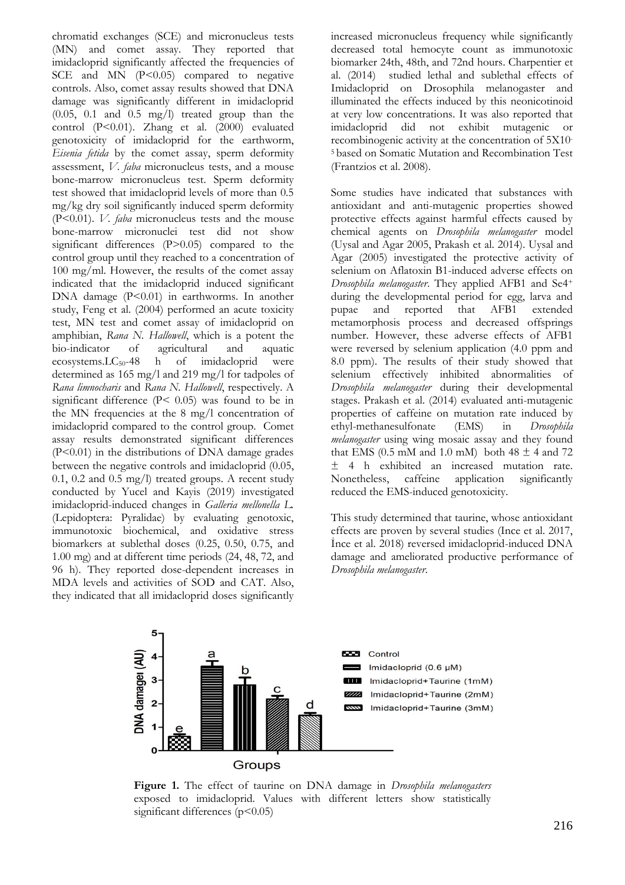chromatid exchanges (SCE) and micronucleus tests (MN) and comet assay. They reported that imidacloprid significantly affected the frequencies of SCE and MN ($P<0.05$) compared to negative controls. Also, comet assay results showed that DNA damage was significantly different in imidacloprid (0.05, 0.1 and 0.5 mg/l) treated group than the control ($P<0.01$). Zhang et al. (2000) evaluated genotoxicity of imidacloprid for the earthworm, *Eisenia fetida* by the comet assay, sperm deformity assessment, *V. faba* micronucleus tests, and a mouse bone-marrow micronucleus test. Sperm deformity test showed that imidacloprid levels of more than 0.5 mg/kg dry soil significantly induced sperm deformity ($P<0.01$). *V. faba* micronucleus tests and the mouse bone-marrow micronuclei test did not show significant differences ($P>0.05$) compared to the control group until they reached to a concentration of 100 mg/ml. However, the results of the comet assay indicated that the imidacloprid induced significant DNA damage ($P<0.01$) in earthworms. In another study, Feng et al. (2004) performed an acute toxicity test, MN test and comet assay of imidacloprid on amphibian, *Rana N. Hallowell*, which is a potent the bio-indicator of agricultural and aquatic ecosystems.$LC_{50}$-48 h of imidacloprid were determined as 165 mg/l and 219 mg/l for tadpoles of *Rana limnocharis* and *Rana N. Hallowell*, respectively. A significant difference ($P< 0.05$) was found to be in the MN frequencies at the 8 mg/l concentration of imidacloprid compared to the control group. Comet assay results demonstrated significant differences ($P<0.01$) in the distributions of DNA damage grades between the negative controls and imidacloprid (0.05, 0.1, 0.2 and 0.5 mg/l) treated groups. A recent study conducted by Yucel and Kayis (2019) investigated imidacloprid-induced changes in *Galleria mellonella L.* (Lepidoptera: Pyralidae) by evaluating genotoxic, immunotoxic biochemical, and oxidative stress biomarkers at sublethal doses (0.25, 0.50, 0.75, and 1.00 mg) and at different time periods (24, 48, 72, and 96 h). They reported dose-dependent increases in MDA levels and activities of SOD and CAT. Also, they indicated that all imidacloprid doses significantly increased micronucleus frequency while significantly decreased total hemocyte count as immunotoxic biomarker 24th, 48th, and 72nd hours. Charpentier et al. (2014) studied lethal and sublethal effects of Imidacloprid on Drosophila melanogaster and illuminated the effects induced by this neonicotinoid at very low concentrations. It was also reported that imidacloprid did not exhibit mutagenic or recombinogenic activity at the concentration of $5X10^{-5}$ based on Somatic Mutation and Recombination Test (Frantzios et al. 2008).

Some studies have indicated that substances with antioxidant and anti-mutagenic properties showed protective effects against harmful effects caused by chemical agents on *Drosophila melanogaster* model (Uysal and Agar 2005, Prakash et al. 2014). Uysal and Agar (2005) investigated the protective activity of selenium on Aflatoxin B1-induced adverse effects on *Drosophila melanogaster*. They applied AFB1 and $Se4^{+}$ during the developmental period for egg, larva and pupae and reported that AFB1 extended metamorphosis process and decreased offsprings number. However, these adverse effects of AFB1 were reversed by selenium application (4.0 ppm and 8.0 ppm). The results of their study showed that selenium effectively inhibited abnormalities of *Drosophila melanogaster* during their developmental stages. Prakash et al. (2014) evaluated anti-mutagenic properties of caffeine on mutation rate induced by ethyl-methanesulfonate (EMS) in *Drosophila melanogaster* using wing mosaic assay and they found that EMS (0.5 mM and 1.0 mM) both $48 \pm 4$ and $72 \pm 4$ h exhibited an increased mutation rate. Nonetheless, caffeine application significantly reduced the EMS-induced genotoxicity.

This study determined that taurine, whose antioxidant effects are proven by several studies (Ince et al. 2017, İnce et al. 2018) reversed imidacloprid-induced DNA damage and ameliorated productive performance of *Drosophila melanogaster*.

DNA damage (AU)
0 1 2 3 4 5
e a b c d
Groups
Control
Imidacloprid (0.6 µM)
Imidacloprid+Taurine (1mM)
Imidacloprid+Taurine (2mM)
Imidacloprid+Taurine (3mM)

**Figure 1.** The effect of taurine on DNA damage in *Drosophila melanogasters* exposed to imidacloprid. Values with different letters show statistically significant differences ($p<0.05$)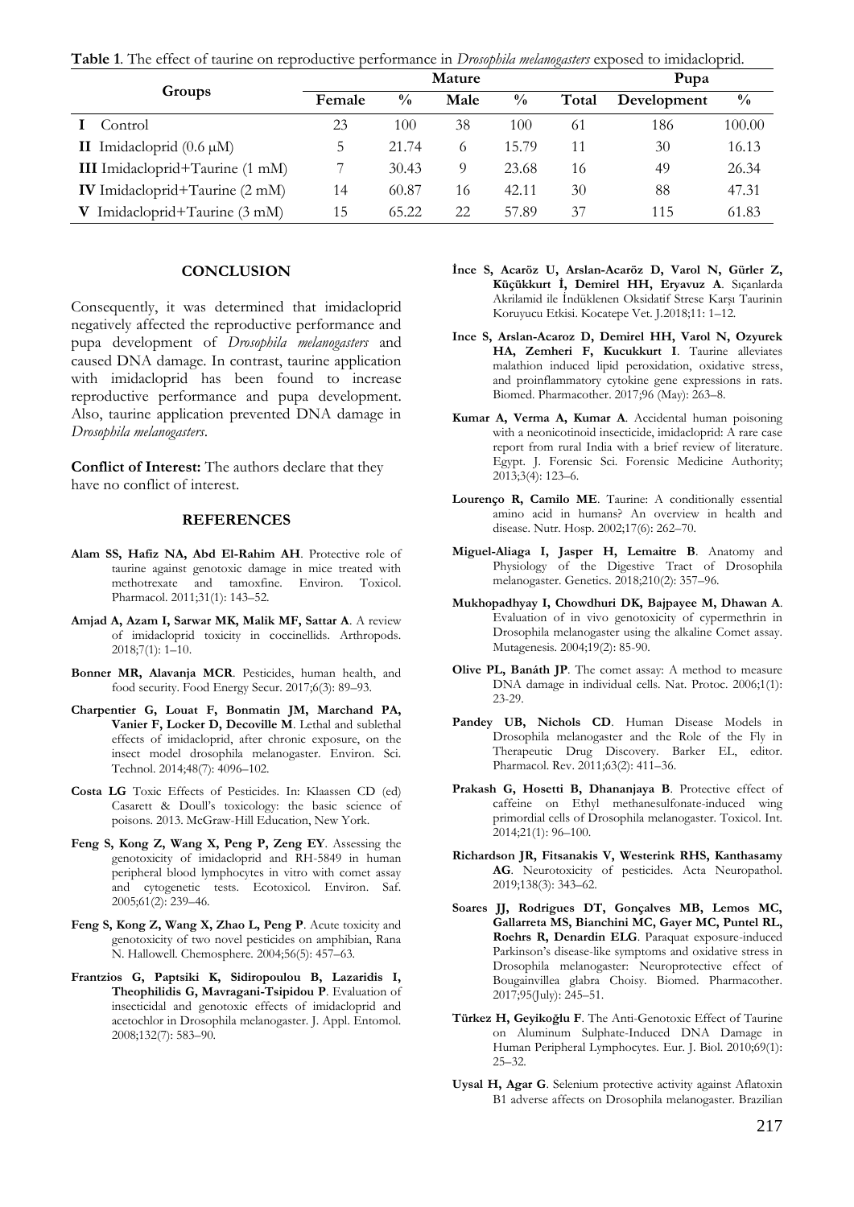**Table 1**. The effect of taurine on reproductive performance in *Drosophila melanogasters* exposed to imidacloprid.

| Groups | Mature | | | | | Pupa | |
|---|---|---|---|---|---|---|---|
| | Female | % | Male | % | Total | Development | % |
| **I** Control | 23 | 100 | 38 | 100 | 61 | 186 | 100.00 |
| **II** Imidacloprid (0.6 μM) | 5 | 21.74 | 6 | 15.79 | 11 | 30 | 16.13 |
| **III** Imidacloprid+Taurine (1 mM) | 7 | 30.43 | 9 | 23.68 | 16 | 49 | 26.34 |
| **IV** Imidacloprid+Taurine (2 mM) | 14 | 60.87 | 16 | 42.11 | 30 | 88 | 47.31 |
| **V** Imidacloprid+Taurine (3 mM) | 15 | 65.22 | 22 | 57.89 | 37 | 115 | 61.83 |

## CONCLUSION

Consequently, it was determined that imidacloprid negatively affected the reproductive performance and pupa development of *Drosophila melanogasters* and caused DNA damage. In contrast, taurine application with imidacloprid has been found to increase reproductive performance and pupa development. Also, taurine application prevented DNA damage in *Drosophila melanogasters*.

**Conflict of Interest:** The authors declare that they have no conflict of interest.

## REFERENCES

**Alam SS, Hafiz NA, Abd El-Rahim AH**. Protective role of taurine against genotoxic damage in mice treated with methotrexate and tamoxfine. Environ. Toxicol. Pharmacol. 2011;31(1): 143–52.

**Amjad A, Azam I, Sarwar MK, Malik MF, Sattar A**. A review of imidacloprid toxicity in coccinellids. Arthropods. 2018;7(1): 1–10.

**Bonner MR, Alavanja MCR**. Pesticides, human health, and food security. Food Energy Secur. 2017;6(3): 89–93.

**Charpentier G, Louat F, Bonmatin JM, Marchand PA, Vanier F, Locker D, Decoville M**. Lethal and sublethal effects of imidacloprid, after chronic exposure, on the insect model drosophila melanogaster. Environ. Sci. Technol. 2014;48(7): 4096–102.

**Costa LG** Toxic Effects of Pesticides. In: Klaassen CD (ed) Casarett & Doull's toxicology: the basic science of poisons. 2013. McGraw-Hill Education, New York.

**Feng S, Kong Z, Wang X, Peng P, Zeng EY**. Assessing the genotoxicity of imidacloprid and RH-5849 in human peripheral blood lymphocytes in vitro with comet assay and cytogenetic tests. Ecotoxicol. Environ. Saf. 2005;61(2): 239–46.

**Feng S, Kong Z, Wang X, Zhao L, Peng P**. Acute toxicity and genotoxicity of two novel pesticides on amphibian, Rana N. Hallowell. Chemosphere. 2004;56(5): 457–63.

**Frantzios G, Paptsiki K, Sidiropoulou B, Lazaridis I, Theophilidis G, Mavragani-Tsipidou P**. Evaluation of insecticidal and genotoxic effects of imidacloprid and acetochlor in Drosophila melanogaster. J. Appl. Entomol. 2008;132(7): 583–90.

**İnce S, Acaröz U, Arslan-Acaröz D, Varol N, Gürler Z, Küçükkurt İ, Demirel HH, Eryavuz A**. Sıçanlarda Akrilamid ile İndüklenen Oksidatif Strese Karşı Taurinin Koruyucu Etkisi. Kocatepe Vet. J.2018;11: 1–12.

**Ince S, Arslan-Acaroz D, Demirel HH, Varol N, Ozyurek HA, Zemheri F, Kucukkurt I**. Taurine alleviates malathion induced lipid peroxidation, oxidative stress, and proinflammatory cytokine gene expressions in rats. Biomed. Pharmacother. 2017;96 (May): 263–8.

**Kumar A, Verma A, Kumar A**. Accidental human poisoning with a neonicotinoid insecticide, imidacloprid: A rare case report from rural India with a brief review of literature. Egypt. J. Forensic Sci. Forensic Medicine Authority; 2013;3(4): 123–6.

**Lourenço R, Camilo ME**. Taurine: A conditionally essential amino acid in humans? An overview in health and disease. Nutr. Hosp. 2002;17(6): 262–70.

**Miguel-Aliaga I, Jasper H, Lemaitre B**. Anatomy and Physiology of the Digestive Tract of Drosophila melanogaster. Genetics. 2018;210(2): 357–96.

**Mukhopadhyay I, Chowdhuri DK, Bajpayee M, Dhawan A**. Evaluation of in vivo genotoxicity of cypermethrin in Drosophila melanogaster using the alkaline Comet assay. Mutagenesis. 2004;19(2): 85-90.

**Olive PL, Banáth JP**. The comet assay: A method to measure DNA damage in individual cells. Nat. Protoc. 2006;1(1): 23-29.

**Pandey UB, Nichols CD**. Human Disease Models in Drosophila melanogaster and the Role of the Fly in Therapeutic Drug Discovery. Barker EL, editor. Pharmacol. Rev. 2011;63(2): 411–36.

**Prakash G, Hosetti B, Dhananjaya B**. Protective effect of caffeine on Ethyl methanesulfonate-induced wing primordial cells of Drosophila melanogaster. Toxicol. Int. 2014;21(1): 96–100.

**Richardson JR, Fitsanakis V, Westerink RHS, Kanthasamy AG**. Neurotoxicity of pesticides. Acta Neuropathol. 2019;138(3): 343–62.

**Soares JJ, Rodrigues DT, Gonçalves MB, Lemos MC, Gallarreta MS, Bianchini MC, Gayer MC, Puntel RL, Roehrs R, Denardin ELG**. Paraquat exposure-induced Parkinson's disease-like symptoms and oxidative stress in Drosophila melanogaster: Neuroprotective effect of Bougainvillea glabra Choisy. Biomed. Pharmacother. 2017;95(July): 245–51.

**Türkez H, Geyikoğlu F**. The Anti-Genotoxic Effect of Taurine on Aluminum Sulphate-Induced DNA Damage in Human Peripheral Lymphocytes. Eur. J. Biol. 2010;69(1): 25–32.

**Uysal H, Agar G**. Selenium protective activity against Aflatoxin B1 adverse affects on Drosophila melanogaster. Brazilian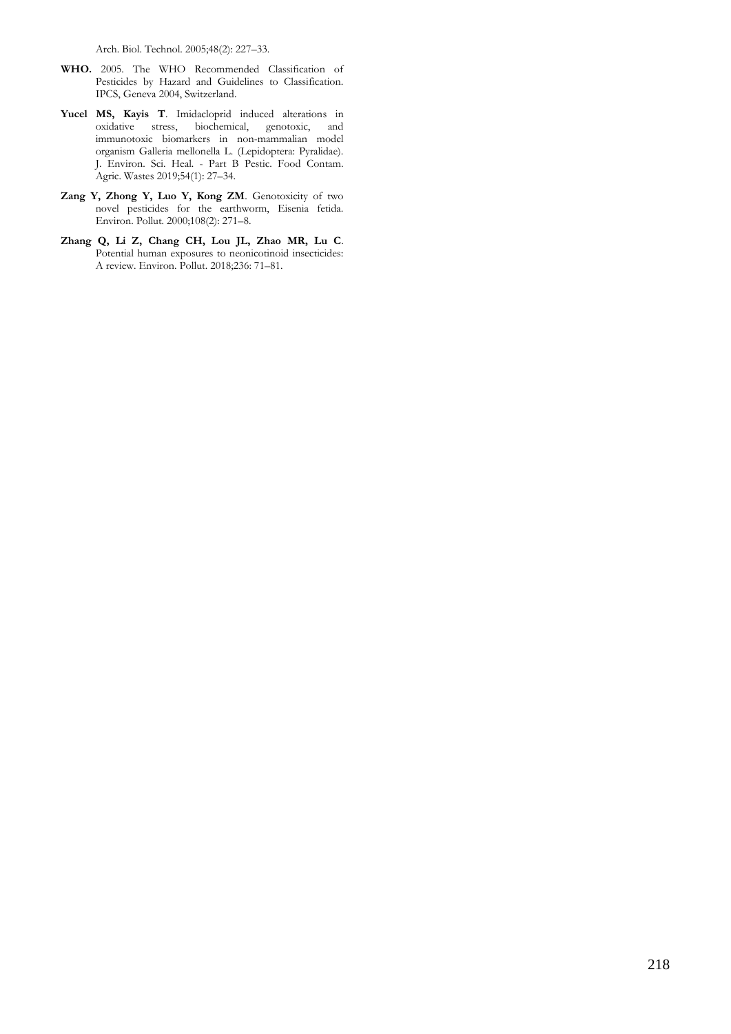Arch. Biol. Technol. 2005;48(2): 227–33.

**WHO.** 2005. The WHO Recommended Classification of Pesticides by Hazard and Guidelines to Classification. IPCS, Geneva 2004, Switzerland.

**Yucel MS, Kayis T**. Imidacloprid induced alterations in oxidative stress, biochemical, genotoxic, and immunotoxic biomarkers in non-mammalian model organism Galleria mellonella L. (Lepidoptera: Pyralidae). J. Environ. Sci. Heal. - Part B Pestic. Food Contam. Agric. Wastes 2019;54(1): 27–34.

**Zang Y, Zhong Y, Luo Y, Kong ZM**. Genotoxicity of two novel pesticides for the earthworm, Eisenia fetida. Environ. Pollut. 2000;108(2): 271–8.

**Zhang Q, Li Z, Chang CH, Lou JL, Zhao MR, Lu C**. Potential human exposures to neonicotinoid insecticides: A review. Environ. Pollut. 2018;236: 71–81.